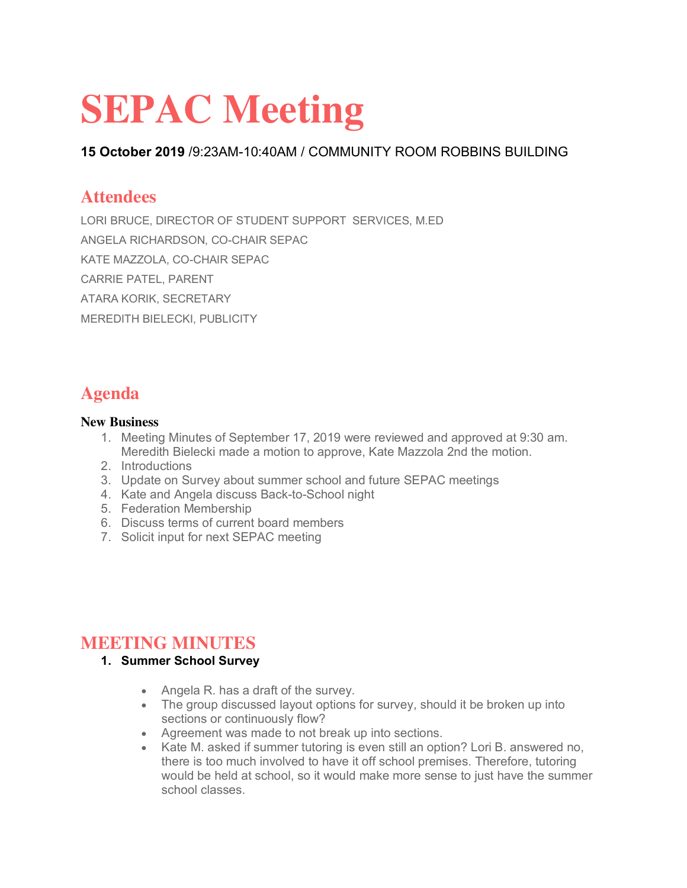# SEPAC Meeting

**15 October 2019** /9:23AM-10:40AM / COMMUNITY ROOM ROBBINS BUILDING

## Attendees

LORI BRUCE, DIRECTOR OF STUDENT SUPPORT SERVICES, M.ED

ANGELA RICHARDSON, CO-CHAIR SEPAC

KATE MAZZOLA, CO-CHAIR SEPAC

CARRIE PATEL, PARENT

ATARA KORIK, SECRETARY

MEREDITH BIELECKI, PUBLICITY

## Agenda

**New Business**

1. Meeting Minutes of September 17, 2019 were reviewed and approved at 9:30 am. Meredith Bielecki made a motion to approve, Kate Mazzola 2nd the motion.
2. Introductions
3. Update on Survey about summer school and future SEPAC meetings
4. Kate and Angela discuss Back-to-School night
5. Federation Membership
6. Discuss terms of current board members
7. Solicit input for next SEPAC meeting

## MEETING MINUTES

1. **Summer School Survey**

   - Angela R. has a draft of the survey.
   - The group discussed layout options for survey, should it be broken up into sections or continuously flow?
   - Agreement was made to not break up into sections.
   - Kate M. asked if summer tutoring is even still an option? Lori B. answered no, there is too much involved to have it off school premises. Therefore, tutoring would be held at school, so it would make more sense to just have the summer school classes.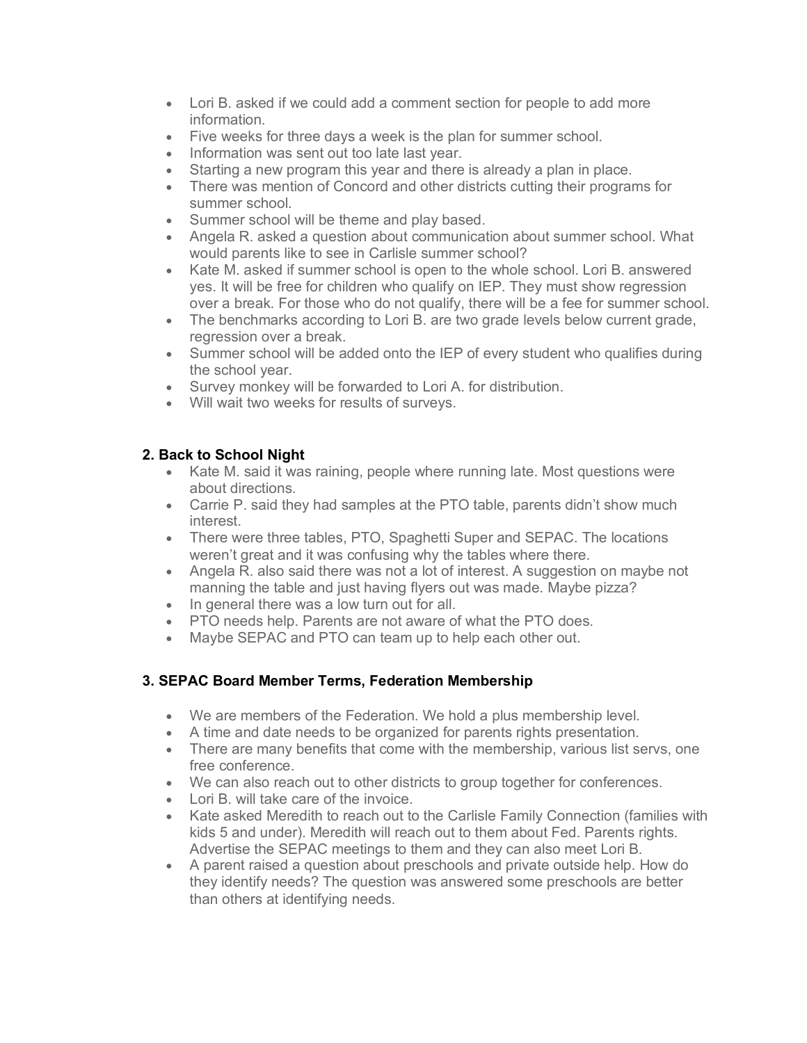- Lori B. asked if we could add a comment section for people to add more information.
- Five weeks for three days a week is the plan for summer school.
- Information was sent out too late last year.
- Starting a new program this year and there is already a plan in place.
- There was mention of Concord and other districts cutting their programs for summer school.
- Summer school will be theme and play based.
- Angela R. asked a question about communication about summer school. What would parents like to see in Carlisle summer school?
- Kate M. asked if summer school is open to the whole school. Lori B. answered yes. It will be free for children who qualify on IEP. They must show regression over a break. For those who do not qualify, there will be a fee for summer school.
- The benchmarks according to Lori B. are two grade levels below current grade, regression over a break.
- Summer school will be added onto the IEP of every student who qualifies during the school year.
- Survey monkey will be forwarded to Lori A. for distribution.
- Will wait two weeks for results of surveys.

### 2. Back to School Night

- Kate M. said it was raining, people where running late. Most questions were about directions.
- Carrie P. said they had samples at the PTO table, parents didn't show much interest.
- There were three tables, PTO, Spaghetti Super and SEPAC. The locations weren't great and it was confusing why the tables where there.
- Angela R. also said there was not a lot of interest. A suggestion on maybe not manning the table and just having flyers out was made. Maybe pizza?
- In general there was a low turn out for all.
- PTO needs help. Parents are not aware of what the PTO does.
- Maybe SEPAC and PTO can team up to help each other out.

### 3. SEPAC Board Member Terms, Federation Membership

- We are members of the Federation. We hold a plus membership level.
- A time and date needs to be organized for parents rights presentation.
- There are many benefits that come with the membership, various list servs, one free conference.
- We can also reach out to other districts to group together for conferences.
- Lori B. will take care of the invoice.
- Kate asked Meredith to reach out to the Carlisle Family Connection (families with kids 5 and under). Meredith will reach out to them about Fed. Parents rights. Advertise the SEPAC meetings to them and they can also meet Lori B.
- A parent raised a question about preschools and private outside help. How do they identify needs? The question was answered some preschools are better than others at identifying needs.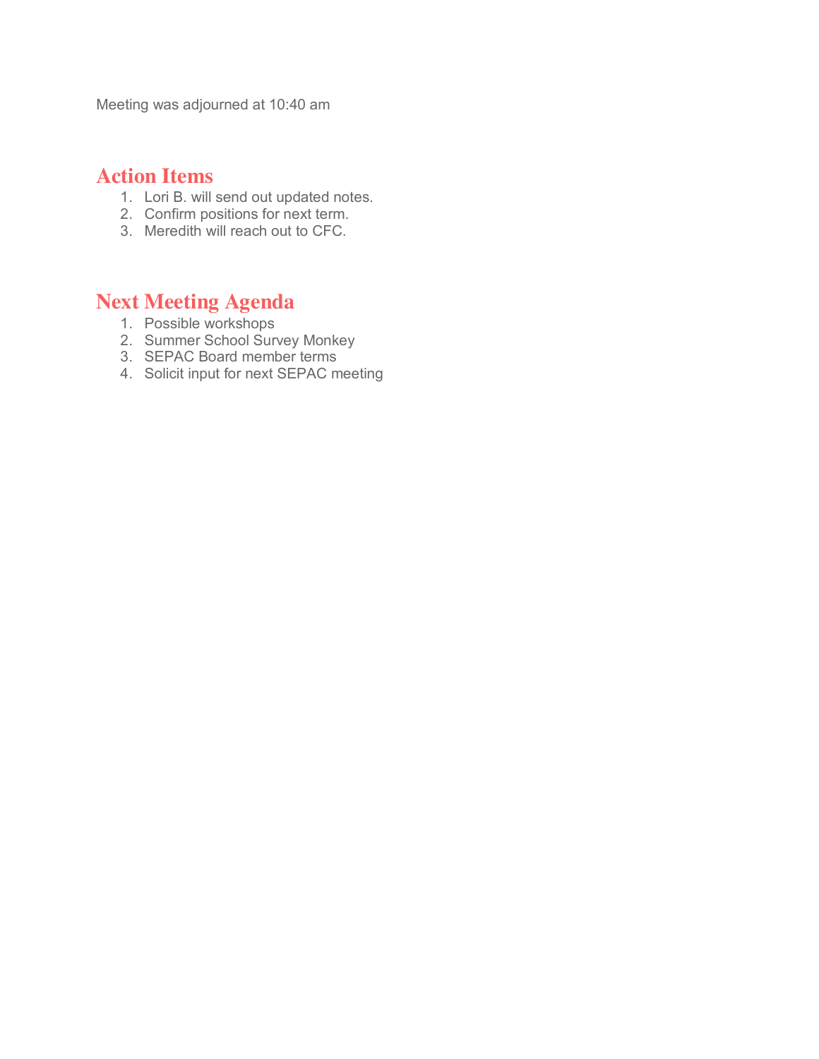Meeting was adjourned at 10:40 am

## Action Items

1. Lori B. will send out updated notes.
2. Confirm positions for next term.
3. Meredith will reach out to CFC.

## Next Meeting Agenda

1. Possible workshops
2. Summer School Survey Monkey
3. SEPAC Board member terms
4. Solicit input for next SEPAC meeting